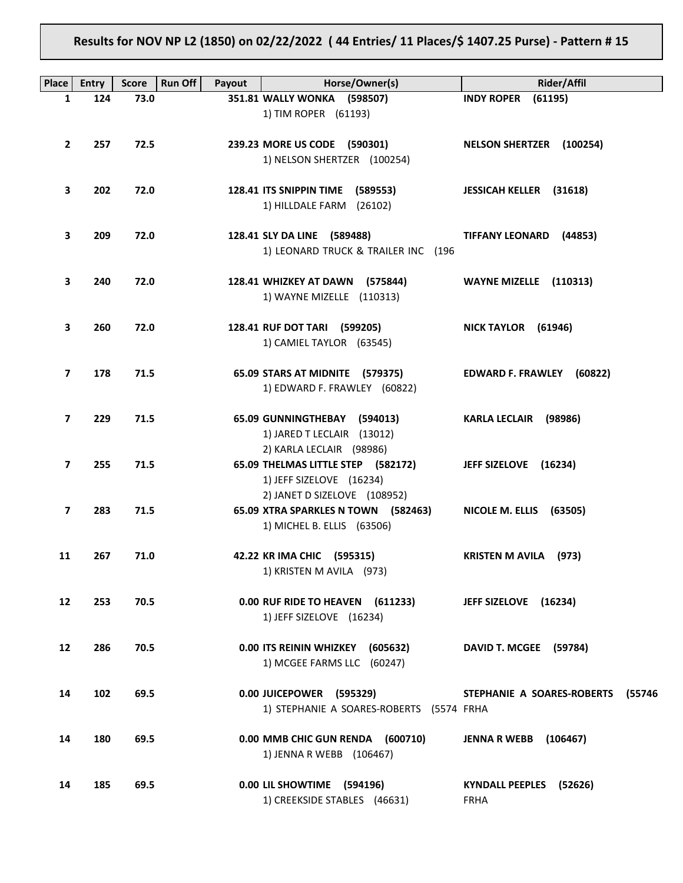**Results for NOV NP L2 (1850) on 02/22/2022 ( 44 Entries/ 11 Places/$ 1407.25 Purse) - Pattern # 15**

| Place | Entry | Score | Run Off | Payout | Horse/Owner(s) | Rider/Affil |
|---|---|---|---|---|---|---|
| 1 | 124 | 73.0 | | 351.81 | **WALLY WONKA (598507)**<br>1) TIM ROPER (61193) | **INDY ROPER (61195)** |
| 2 | 257 | 72.5 | | 239.23 | **MORE US CODE (590301)**<br>1) NELSON SHERTZER (100254) | **NELSON SHERTZER (100254)** |
| 3 | 202 | 72.0 | | 128.41 | **ITS SNIPPIN TIME (589553)**<br>1) HILLDALE FARM (26102) | **JESSICAH KELLER (31618)** |
| 3 | 209 | 72.0 | | 128.41 | **SLY DA LINE (589488)**<br>1) LEONARD TRUCK & TRAILER INC (196 | **TIFFANY LEONARD (44853)** |
| 3 | 240 | 72.0 | | 128.41 | **WHIZKEY AT DAWN (575844)**<br>1) WAYNE MIZELLE (110313) | **WAYNE MIZELLE (110313)** |
| 3 | 260 | 72.0 | | 128.41 | **RUF DOT TARI (599205)**<br>1) CAMIEL TAYLOR (63545) | **NICK TAYLOR (61946)** |
| 7 | 178 | 71.5 | | 65.09 | **STARS AT MIDNITE (579375)**<br>1) EDWARD F. FRAWLEY (60822) | **EDWARD F. FRAWLEY (60822)** |
| 7 | 229 | 71.5 | | 65.09 | **GUNNINGTHEBAY (594013)**<br>1) JARED T LECLAIR (13012)<br>2) KARLA LECLAIR (98986) | **KARLA LECLAIR (98986)** |
| 7 | 255 | 71.5 | | 65.09 | **THELMAS LITTLE STEP (582172)**<br>1) JEFF SIZELOVE (16234)<br>2) JANET D SIZELOVE (108952) | **JEFF SIZELOVE (16234)** |
| 7 | 283 | 71.5 | | 65.09 | **XTRA SPARKLES N TOWN (582463)**<br>1) MICHEL B. ELLIS (63506) | **NICOLE M. ELLIS (63505)** |
| 11 | 267 | 71.0 | | 42.22 | **KR IMA CHIC (595315)**<br>1) KRISTEN M AVILA (973) | **KRISTEN M AVILA (973)** |
| 12 | 253 | 70.5 | | 0.00 | **RUF RIDE TO HEAVEN (611233)**<br>1) JEFF SIZELOVE (16234) | **JEFF SIZELOVE (16234)** |
| 12 | 286 | 70.5 | | 0.00 | **ITS REININ WHIZKEY (605632)**<br>1) MCGEE FARMS LLC (60247) | **DAVID T. MCGEE (59784)** |
| 14 | 102 | 69.5 | | 0.00 | **JUICEPOWER (595329)**<br>1) STEPHANIE A SOARES-ROBERTS (5574 | **STEPHANIE A SOARES-ROBERTS (55746**<br>FRHA |
| 14 | 180 | 69.5 | | 0.00 | **MMB CHIC GUN RENDA (600710)**<br>1) JENNA R WEBB (106467) | **JENNA R WEBB (106467)** |
| 14 | 185 | 69.5 | | 0.00 | **LIL SHOWTIME (594196)**<br>1) CREEKSIDE STABLES (46631) | **KYNDALL PEEPLES (52626)**<br>FRHA |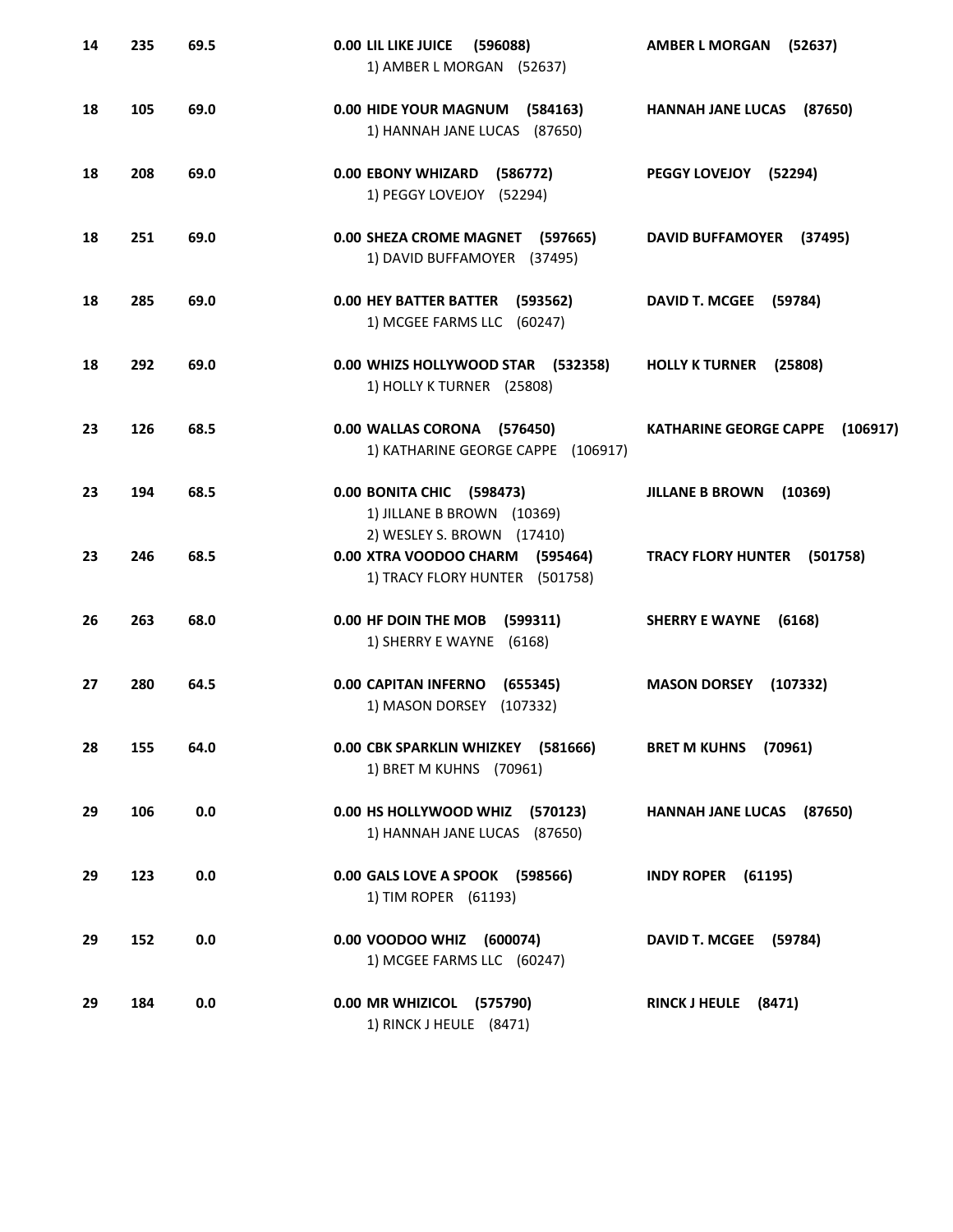| | | | | |
|---|---|---|---|---|
| 14 | 235 | 69.5 | **0.00 LIL LIKE JUICE (596088)**<br>1) AMBER L MORGAN (52637) | **AMBER L MORGAN (52637)** |
| 18 | 105 | 69.0 | **0.00 HIDE YOUR MAGNUM (584163)**<br>1) HANNAH JANE LUCAS (87650) | **HANNAH JANE LUCAS (87650)** |
| 18 | 208 | 69.0 | **0.00 EBONY WHIZARD (586772)**<br>1) PEGGY LOVEJOY (52294) | **PEGGY LOVEJOY (52294)** |
| 18 | 251 | 69.0 | **0.00 SHEZA CROME MAGNET (597665)**<br>1) DAVID BUFFAMOYER (37495) | **DAVID BUFFAMOYER (37495)** |
| 18 | 285 | 69.0 | **0.00 HEY BATTER BATTER (593562)**<br>1) MCGEE FARMS LLC (60247) | **DAVID T. MCGEE (59784)** |
| 18 | 292 | 69.0 | **0.00 WHIZS HOLLYWOOD STAR (532358)**<br>1) HOLLY K TURNER (25808) | **HOLLY K TURNER (25808)** |
| 23 | 126 | 68.5 | **0.00 WALLAS CORONA (576450)**<br>1) KATHARINE GEORGE CAPPE (106917) | **KATHARINE GEORGE CAPPE (106917)** |
| 23 | 194 | 68.5 | **0.00 BONITA CHIC (598473)**<br>1) JILLANE B BROWN (10369)<br>2) WESLEY S. BROWN (17410) | **JILLANE B BROWN (10369)** |
| 23 | 246 | 68.5 | **0.00 XTRA VOODOO CHARM (595464)**<br>1) TRACY FLORY HUNTER (501758) | **TRACY FLORY HUNTER (501758)** |
| 26 | 263 | 68.0 | **0.00 HF DOIN THE MOB (599311)**<br>1) SHERRY E WAYNE (6168) | **SHERRY E WAYNE (6168)** |
| 27 | 280 | 64.5 | **0.00 CAPITAN INFERNO (655345)**<br>1) MASON DORSEY (107332) | **MASON DORSEY (107332)** |
| 28 | 155 | 64.0 | **0.00 CBK SPARKLIN WHIZKEY (581666)**<br>1) BRET M KUHNS (70961) | **BRET M KUHNS (70961)** |
| 29 | 106 | 0.0 | **0.00 HS HOLLYWOOD WHIZ (570123)**<br>1) HANNAH JANE LUCAS (87650) | **HANNAH JANE LUCAS (87650)** |
| 29 | 123 | 0.0 | **0.00 GALS LOVE A SPOOK (598566)**<br>1) TIM ROPER (61193) | **INDY ROPER (61195)** |
| 29 | 152 | 0.0 | **0.00 VOODOO WHIZ (600074)**<br>1) MCGEE FARMS LLC (60247) | **DAVID T. MCGEE (59784)** |
| 29 | 184 | 0.0 | **0.00 MR WHIZICOL (575790)**<br>1) RINCK J HEULE (8471) | **RINCK J HEULE (8471)** |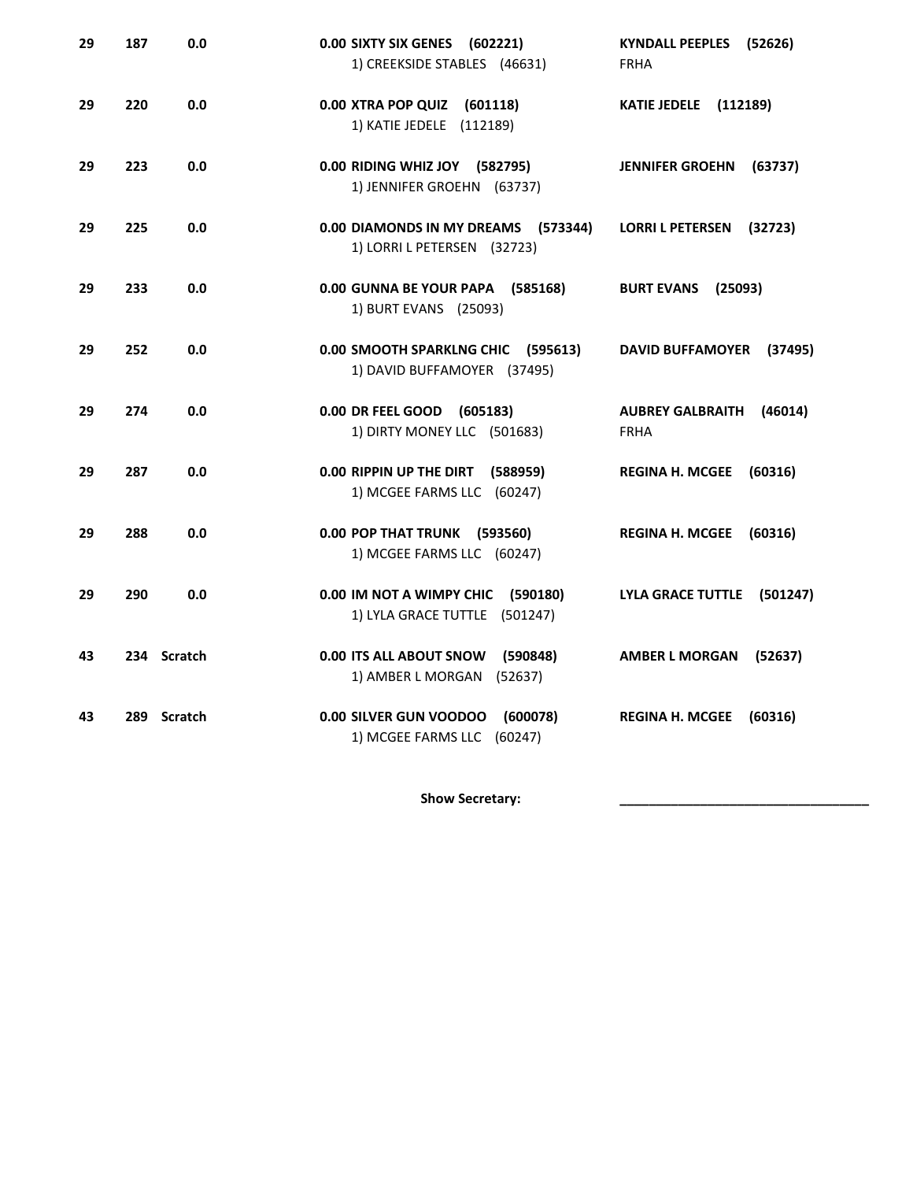| | | | | |
|---|---|---|---|---|
| 29 | 187 | 0.0 | 0.00 **SIXTY SIX GENES (602221)**<br>1) CREEKSIDE STABLES (46631) | **KYNDALL PEEPLES (52626)**<br>FRHA |
| 29 | 220 | 0.0 | 0.00 **XTRA POP QUIZ (601118)**<br>1) KATIE JEDELE (112189) | **KATIE JEDELE (112189)** |
| 29 | 223 | 0.0 | 0.00 **RIDING WHIZ JOY (582795)**<br>1) JENNIFER GROEHN (63737) | **JENNIFER GROEHN (63737)** |
| 29 | 225 | 0.0 | 0.00 **DIAMONDS IN MY DREAMS (573344)**<br>1) LORRI L PETERSEN (32723) | **LORRI L PETERSEN (32723)** |
| 29 | 233 | 0.0 | 0.00 **GUNNA BE YOUR PAPA (585168)**<br>1) BURT EVANS (25093) | **BURT EVANS (25093)** |
| 29 | 252 | 0.0 | 0.00 **SMOOTH SPARKLNG CHIC (595613)**<br>1) DAVID BUFFAMOYER (37495) | **DAVID BUFFAMOYER (37495)** |
| 29 | 274 | 0.0 | 0.00 **DR FEEL GOOD (605183)**<br>1) DIRTY MONEY LLC (501683) | **AUBREY GALBRAITH (46014)**<br>FRHA |
| 29 | 287 | 0.0 | 0.00 **RIPPIN UP THE DIRT (588959)**<br>1) MCGEE FARMS LLC (60247) | **REGINA H. MCGEE (60316)** |
| 29 | 288 | 0.0 | 0.00 **POP THAT TRUNK (593560)**<br>1) MCGEE FARMS LLC (60247) | **REGINA H. MCGEE (60316)** |
| 29 | 290 | 0.0 | 0.00 **IM NOT A WIMPY CHIC (590180)**<br>1) LYLA GRACE TUTTLE (501247) | **LYLA GRACE TUTTLE (501247)** |
| 43 | 234 | Scratch | 0.00 **ITS ALL ABOUT SNOW (590848)**<br>1) AMBER L MORGAN (52637) | **AMBER L MORGAN (52637)** |
| 43 | 289 | Scratch | 0.00 **SILVER GUN VOODOO (600078)**<br>1) MCGEE FARMS LLC (60247) | **REGINA H. MCGEE (60316)** |

**Show Secretary:** ______________________________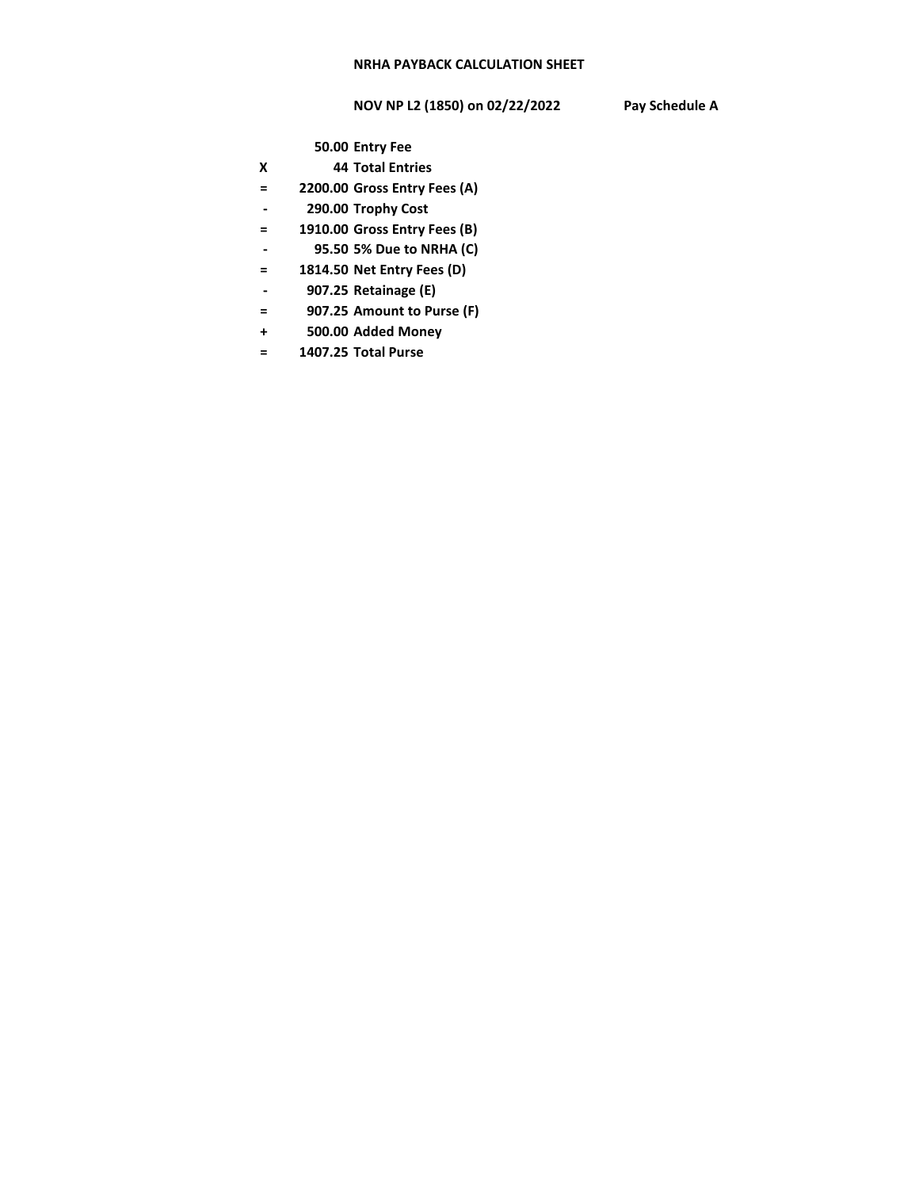**NRHA PAYBACK CALCULATION SHEET**

**NOV NP L2 (1850) on 02/22/2022** **Pay Schedule A**

| | | |
|---|---|---|
| | 50.00 | Entry Fee |
| X | 44 | Total Entries |
| = | 2200.00 | Gross Entry Fees (A) |
| - | 290.00 | Trophy Cost |
| = | 1910.00 | Gross Entry Fees (B) |
| - | 95.50 | 5% Due to NRHA (C) |
| = | 1814.50 | Net Entry Fees (D) |
| - | 907.25 | Retainage (E) |
| = | 907.25 | Amount to Purse (F) |
| + | 500.00 | Added Money |
| = | 1407.25 | Total Purse |